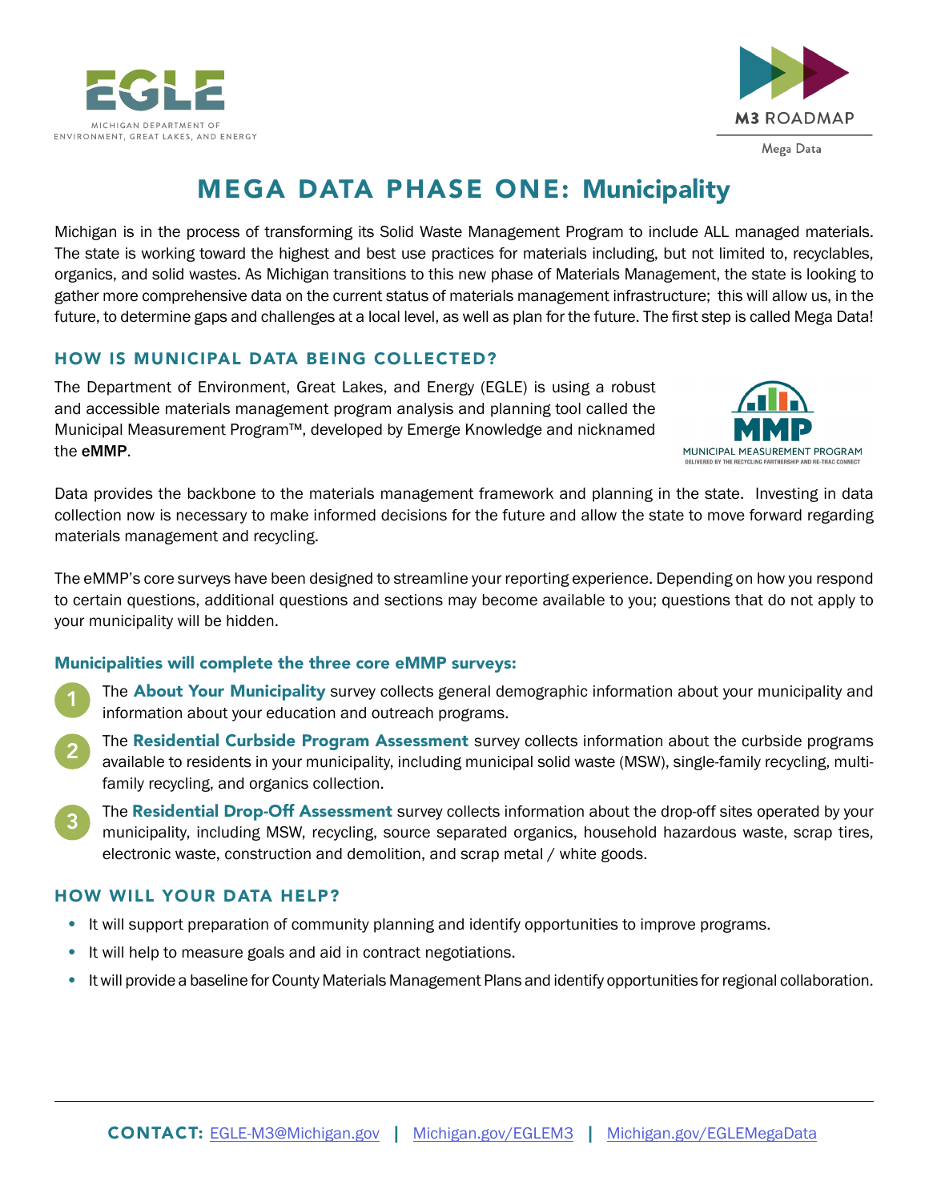# MEGA DATA PHASE ONE: Municipality

Michigan is in the process of transforming its Solid Waste Management Program to include ALL managed materials. The state is working toward the highest and best use practices for materials including, but not limited to, recyclables, organics, and solid wastes. As Michigan transitions to this new phase of Materials Management, the state is looking to gather more comprehensive data on the current status of materials management infrastructure; this will allow us, in the future, to determine gaps and challenges at a local level, as well as plan for the future. The first step is called Mega Data!

## HOW IS MUNICIPAL DATA BEING COLLECTED?

The Department of Environment, Great Lakes, and Energy (EGLE) is using a robust and accessible materials management program analysis and planning tool called the Municipal Measurement Program™, developed by Emerge Knowledge and nicknamed the **eMMP**.

Data provides the backbone to the materials management framework and planning in the state. Investing in data collection now is necessary to make informed decisions for the future and allow the state to move forward regarding materials management and recycling.

The eMMP's core surveys have been designed to streamline your reporting experience. Depending on how you respond to certain questions, additional questions and sections may become available to you; questions that do not apply to your municipality will be hidden.

### Municipalities will complete the three core eMMP surveys:

1. The **About Your Municipality** survey collects general demographic information about your municipality and information about your education and outreach programs.
2. The **Residential Curbside Program Assessment** survey collects information about the curbside programs available to residents in your municipality, including municipal solid waste (MSW), single-family recycling, multi-family recycling, and organics collection.
3. The **Residential Drop-Off Assessment** survey collects information about the drop-off sites operated by your municipality, including MSW, recycling, source separated organics, household hazardous waste, scrap tires, electronic waste, construction and demolition, and scrap metal / white goods.

## HOW WILL YOUR DATA HELP?

- It will support preparation of community planning and identify opportunities to improve programs.
- It will help to measure goals and aid in contract negotiations.
- It will provide a baseline for County Materials Management Plans and identify opportunities for regional collaboration.

**CONTACT:** EGLE-M3@Michigan.gov | Michigan.gov/EGLEM3 | Michigan.gov/EGLEMegaData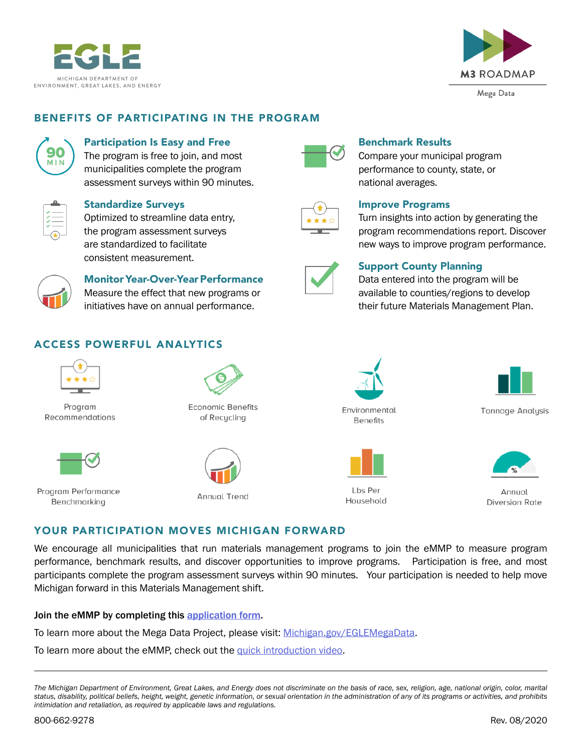EGLE
MICHIGAN DEPARTMENT OF ENVIRONMENT, GREAT LAKES, AND ENERGY

M3 ROADMAP
Mega Data

## BENEFITS OF PARTICIPATING IN THE PROGRAM

90 MIN

### Participation Is Easy and Free

The program is free to join, and most municipalities complete the program assessment surveys within 90 minutes.

### Standardize Surveys

Optimized to streamline data entry, the program assessment surveys are standardized to facilitate consistent measurement.

### Monitor Year-Over-Year Performance

Measure the effect that new programs or initiatives have on annual performance.

### Benchmark Results

Compare your municipal program performance to county, state, or national averages.

### Improve Programs

Turn insights into action by generating the program recommendations report. Discover new ways to improve program performance.

### Support County Planning

Data entered into the program will be available to counties/regions to develop their future Materials Management Plan.

## ACCESS POWERFUL ANALYTICS

- Program Recommendations
- Economic Benefits of Recycling
- Environmental Benefits
- Tonnage Analysis
- Program Performance Benchmarking
- Annual Trend
- Lbs Per Household
- Annual Diversion Rate

## YOUR PARTICIPATION MOVES MICHIGAN FORWARD

We encourage all municipalities that run materials management programs to join the eMMP to measure program performance, benchmark results, and discover opportunities to improve programs. Participation is free, and most participants complete the program assessment surveys within 90 minutes. Your participation is needed to help move Michigan forward in this Materials Management shift.

**Join the eMMP by completing this application form.**

To learn more about the Mega Data Project, please visit: Michigan.gov/EGLEMegaData.

To learn more about the eMMP, check out the quick introduction video.

---

*The Michigan Department of Environment, Great Lakes, and Energy does not discriminate on the basis of race, sex, religion, age, national origin, color, marital status, disability, political beliefs, height, weight, genetic information, or sexual orientation in the administration of any of its programs or activities, and prohibits intimidation and retaliation, as required by applicable laws and regulations.*

800-662-9278

Rev. 08/2020